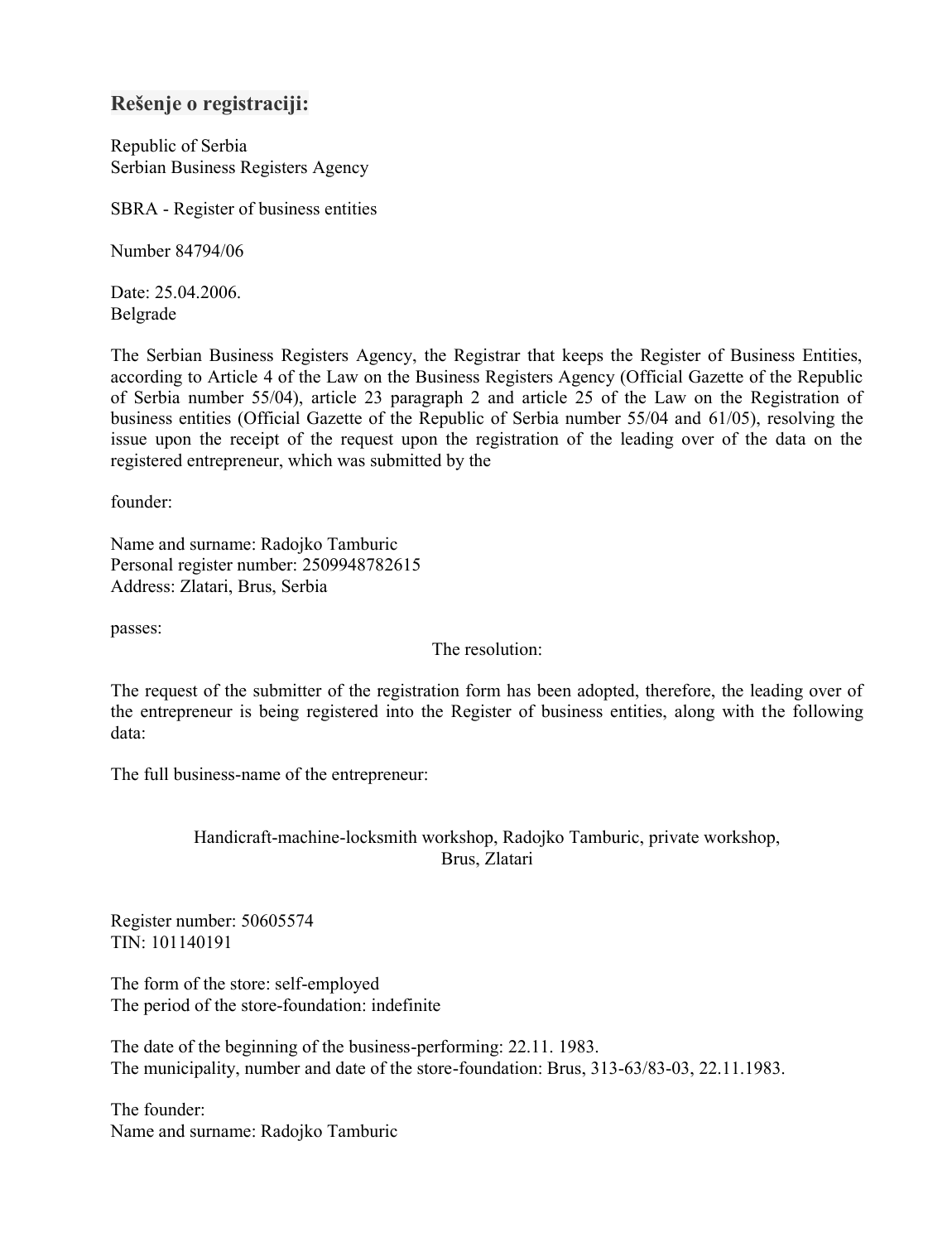## Rešenje o registraciji:

Republic of Serbia
Serbian Business Registers Agency

SBRA - Register of business entities

Number 84794/06

Date: 25.04.2006.
Belgrade

The Serbian Business Registers Agency, the Registrar that keeps the Register of Business Entities, according to Article 4 of the Law on the Business Registers Agency (Official Gazette of the Republic of Serbia number 55/04), article 23 paragraph 2 and article 25 of the Law on the Registration of business entities (Official Gazette of the Republic of Serbia number 55/04 and 61/05), resolving the issue upon the receipt of the request upon the registration of the leading over of the data on the registered entrepreneur, which was submitted by the

founder:

Name and surname: Radojko Tamburic
Personal register number: 2509948782615
Address: Zlatari, Brus, Serbia

passes:

The resolution:

The request of the submitter of the registration form has been adopted, therefore, the leading over of the entrepreneur is being registered into the Register of business entities, along with the following data:

The full business-name of the entrepreneur:

Handicraft-machine-locksmith workshop, Radojko Tamburic, private workshop, Brus, Zlatari

Register number: 50605574
TIN: 101140191

The form of the store: self-employed
The period of the store-foundation: indefinite

The date of the beginning of the business-performing: 22.11. 1983.
The municipality, number and date of the store-foundation: Brus, 313-63/83-03, 22.11.1983.

The founder:
Name and surname: Radojko Tamburic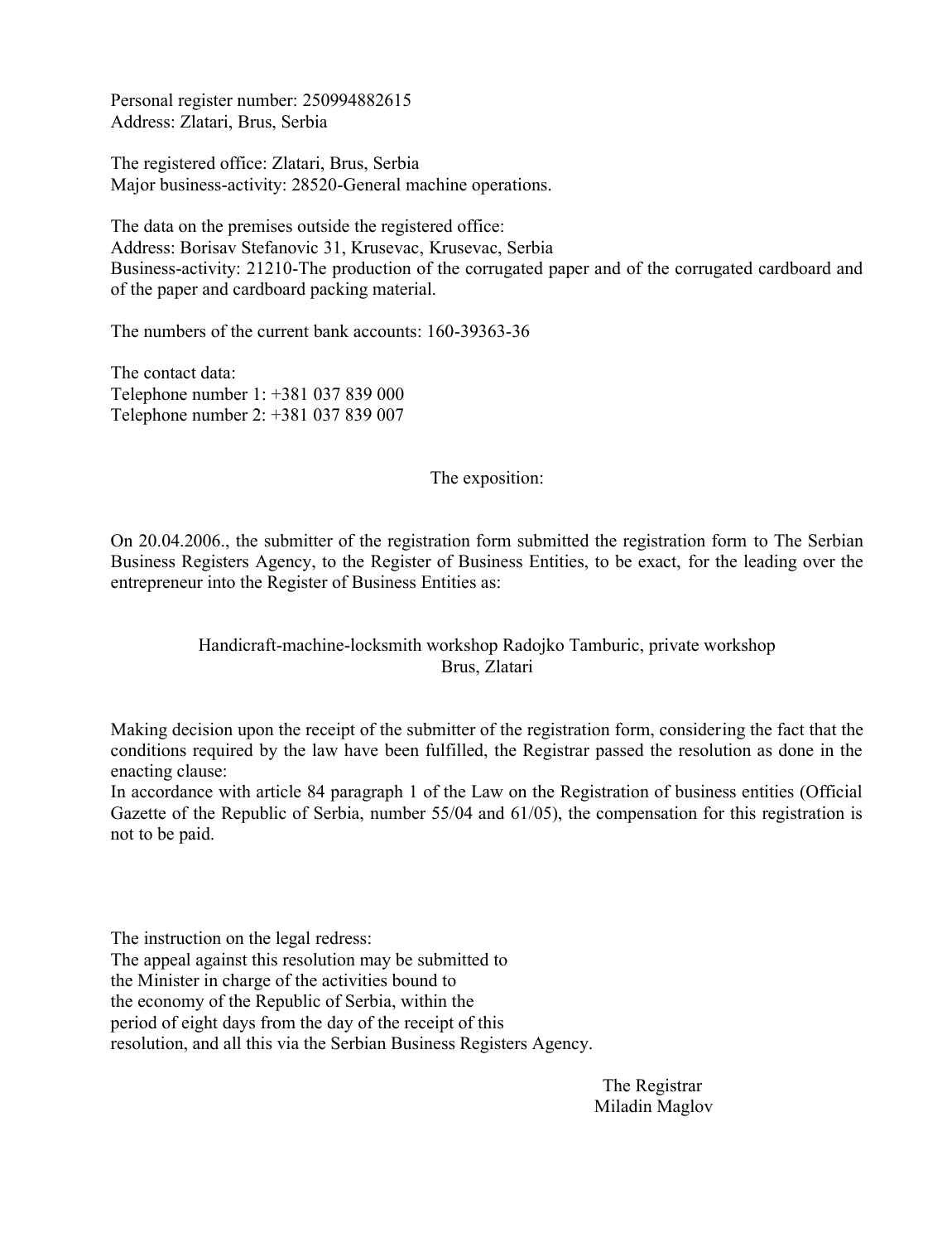Personal register number: 250994882615
Address: Zlatari, Brus, Serbia

The registered office: Zlatari, Brus, Serbia
Major business-activity: 28520-General machine operations.

The data on the premises outside the registered office:
Address: Borisav Stefanovic 31, Krusevac, Krusevac, Serbia
Business-activity: 21210-The production of the corrugated paper and of the corrugated cardboard and of the paper and cardboard packing material.

The numbers of the current bank accounts: 160-39363-36

The contact data:
Telephone number 1: +381 037 839 000
Telephone number 2: +381 037 839 007

## The exposition:

On 20.04.2006., the submitter of the registration form submitted the registration form to The Serbian Business Registers Agency, to the Register of Business Entities, to be exact, for the leading over the entrepreneur into the Register of Business Entities as:

Handicraft-machine-locksmith workshop Radojko Tamburic, private workshop
Brus, Zlatari

Making decision upon the receipt of the submitter of the registration form, considering the fact that the conditions required by the law have been fulfilled, the Registrar passed the resolution as done in the enacting clause:
In accordance with article 84 paragraph 1 of the Law on the Registration of business entities (Official Gazette of the Republic of Serbia, number 55/04 and 61/05), the compensation for this registration is not to be paid.

The instruction on the legal redress:
The appeal against this resolution may be submitted to the Minister in charge of the activities bound to the economy of the Republic of Serbia, within the period of eight days from the day of the receipt of this resolution, and all this via the Serbian Business Registers Agency.

The Registrar
Miladin Maglov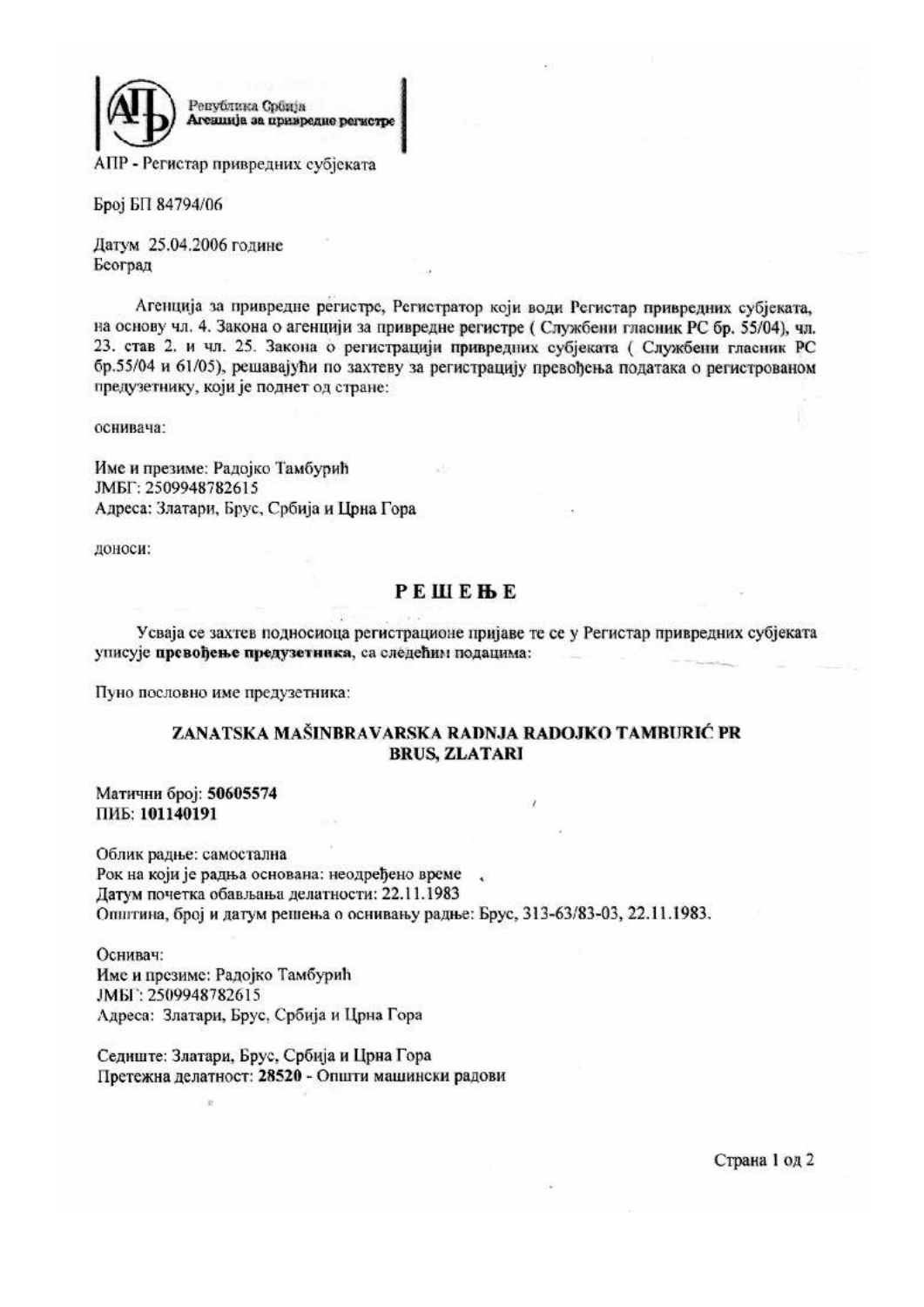Република Србија
Агенција за привредне регистре

АПР - Регистар привредних субјеката

Број БП 84794/06

Датум 25.04.2006 године
Београд

Агенција за привредне регистре, Регистратор који води Регистар привредних субјеката, на основу чл. 4. Закона о агенцији за привредне регистре ( Службени гласник РС бр. 55/04), чл. 23. став 2. и чл. 25. Закона о регистрацији привредних субјеката ( Службени гласник РС бр.55/04 и 61/05), решавајући по захтеву за регистрацију превођења података о регистрованом предузетнику, који је поднет од стране:

оснивача:

Име и презиме: Радојко Тамбурић
ЈМБГ: 2509948782615
Адреса: Златари, Брус, Србија и Црна Гора

доноси:

## РЕШЕЊЕ

Усваја се захтев подносиоца регистрационе пријаве те се у Регистар привредних субјеката уписује **превођење предузетника**, са следећим подацима:

Пуно пословно име предузетника:

**ZANATSKA MAŠINBRAVARSKA RADNJA RADOJKO TAMBURIĆ PR BRUS, ZLATARI**

**Матични број: 50605574**
**ПИБ: 101140191**

Облик радње: самостална
Рок на који је радња основана: неодређено време
Датум почетка обављања делатности: 22.11.1983
Општина, број и датум решења о оснивању радње: Брус, 313-63/83-03, 22.11.1983.

Оснивач:
Име и презиме: Радојко Тамбурић
ЈМБГ: 2509948782615
Адреса: Златари, Брус, Србија и Црна Гора

Седиште: Златари, Брус, Србија и Црна Гора
Претежна делатност: **28520** - Општи машински радови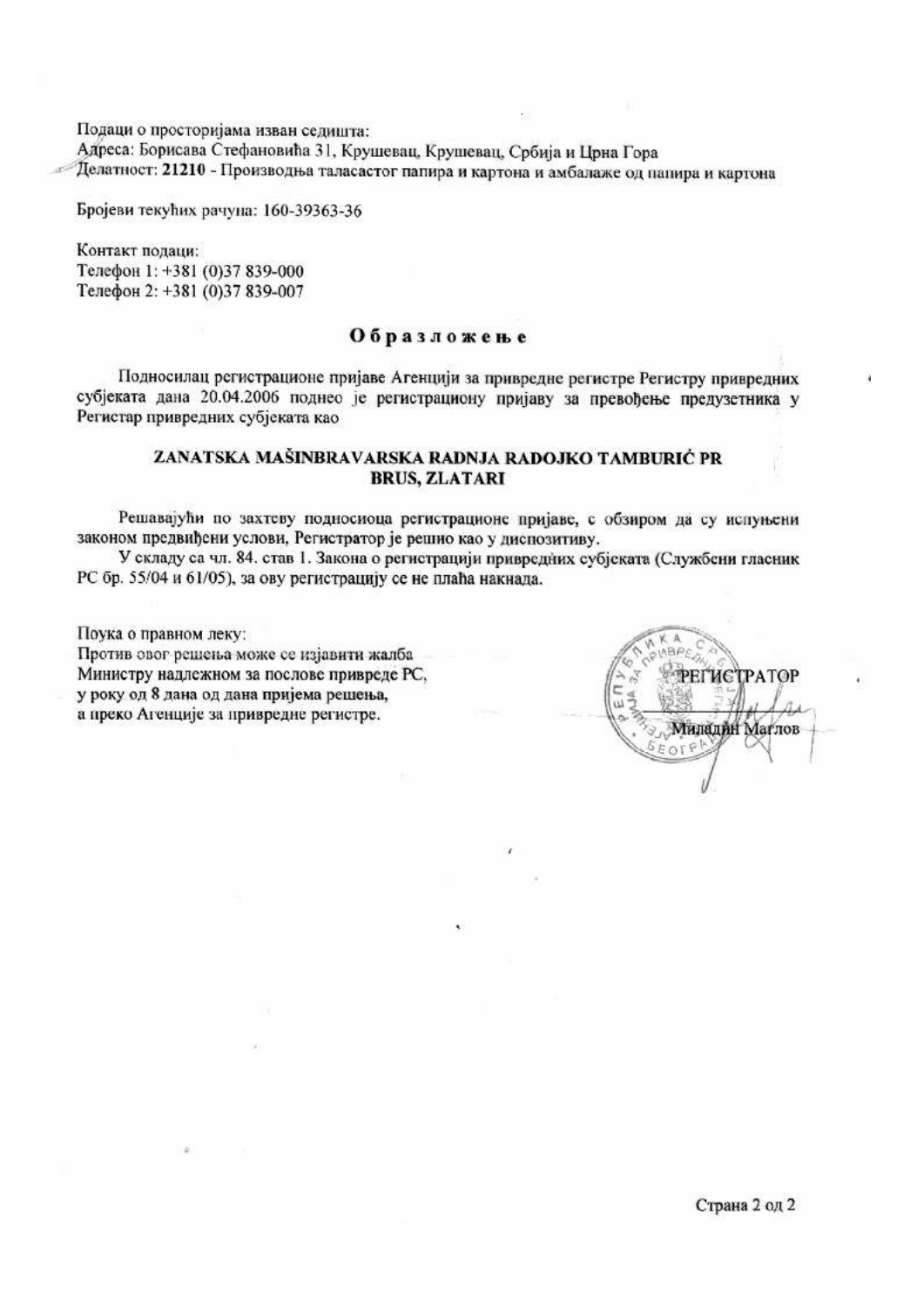Подаци о просторијама изван седишта:
Адреса: Борисава Стефановића 31, Крушевац, Крушевац, Србија и Црна Гора
Делатност: **21210** - Производња таласастог папира и картона и амбалаже од папира и картона

Бројеви текућих рачуна: 160-39363-36

Контакт подаци:
Телефон 1: +381 (0)37 839-000
Телефон 2: +381 (0)37 839-007

## Образложење

Подносилац регистрационе пријаве Агенцији за привредне регистре Регистру привредних субјеката дана 20.04.2006 поднео је регистрациону пријаву за превођење предузетника у Регистар привредних субјеката као

**ZANATSKA MAŠINBRAVARSKA RADNJA RADOJKO TAMBURIĆ PR BRUS, ZLATARI**

Решавајући по захтеву подносиоца регистрационе пријаве, с обзиром да су испуњени законом предвиђени услови, Регистратор је решио као у диспозитиву.

У складу са чл. 84. став 1. Закона о регистрацији привредних субјеката (Службени гласник РС бр. 55/04 и 61/05), за ову регистрацију се не плаћа накнада.

Поука о правном леку:
Против овог решења може се изјавити жалба Министру надлежном за послове привреде РС, у року од 8 дана од дана пријема решења, а преко Агенције за привредне регистре.

РЕГИСТРАТОР

Миладин Маглов